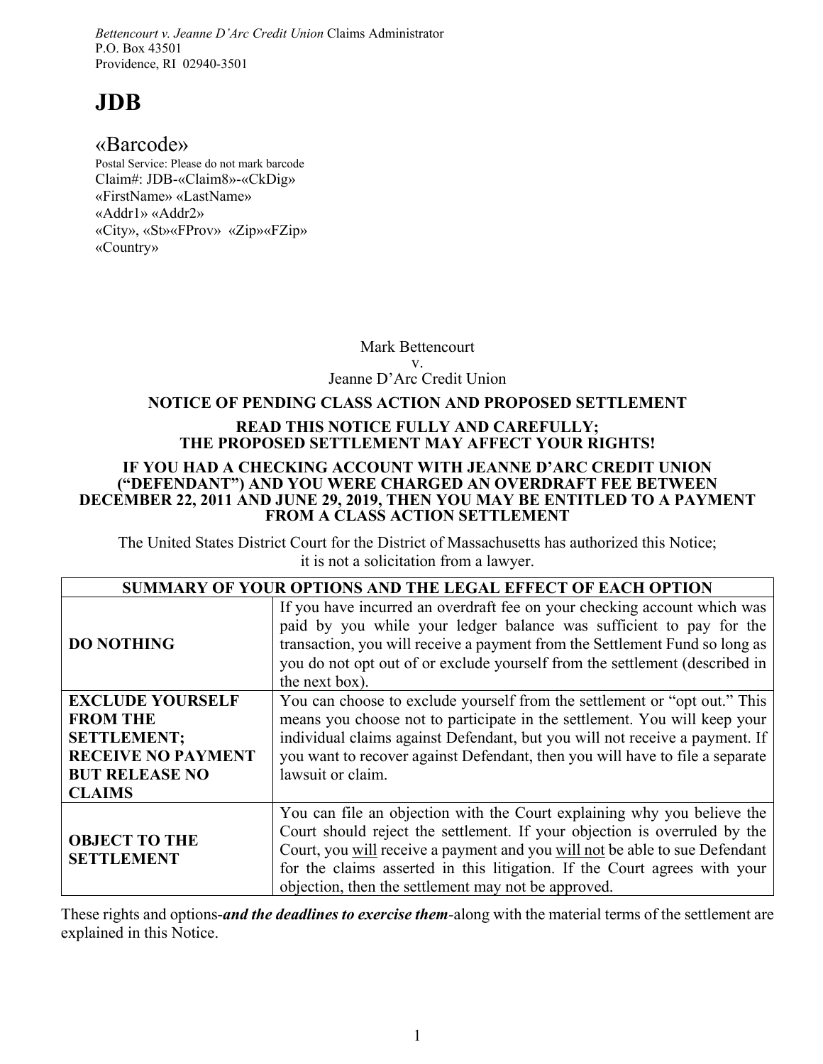*Bettencourt v. Jeanne D'Arc Credit Union* Claims Administrator
P.O. Box 43501
Providence, RI 02940-3501

# JDB

«Barcode»
Postal Service: Please do not mark barcode
Claim#: JDB-«Claim8»-«CkDig»
«FirstName» «LastName»
«Addr1» «Addr2»
«City», «St»«FProv» «Zip»«FZip»
«Country»

Mark Bettencourt
v.
Jeanne D'Arc Credit Union

## NOTICE OF PENDING CLASS ACTION AND PROPOSED SETTLEMENT

**READ THIS NOTICE FULLY AND CAREFULLY;**
**THE PROPOSED SETTLEMENT MAY AFFECT YOUR RIGHTS!**

**IF YOU HAD A CHECKING ACCOUNT WITH JEANNE D'ARC CREDIT UNION ("DEFENDANT") AND YOU WERE CHARGED AN OVERDRAFT FEE BETWEEN DECEMBER 22, 2011 AND JUNE 29, 2019, THEN YOU MAY BE ENTITLED TO A PAYMENT FROM A CLASS ACTION SETTLEMENT**

The United States District Court for the District of Massachusetts has authorized this Notice; it is not a solicitation from a lawyer.

| **SUMMARY OF YOUR OPTIONS AND THE LEGAL EFFECT OF EACH OPTION** | |
|---|---|
| **DO NOTHING** | If you have incurred an overdraft fee on your checking account which was paid by you while your ledger balance was sufficient to pay for the transaction, you will receive a payment from the Settlement Fund so long as you do not opt out of or exclude yourself from the settlement (described in the next box). |
| **EXCLUDE YOURSELF FROM THE SETTLEMENT; RECEIVE NO PAYMENT BUT RELEASE NO CLAIMS** | You can choose to exclude yourself from the settlement or "opt out." This means you choose not to participate in the settlement. You will keep your individual claims against Defendant, but you will not receive a payment. If you want to recover against Defendant, then you will have to file a separate lawsuit or claim. |
| **OBJECT TO THE SETTLEMENT** | You can file an objection with the Court explaining why you believe the Court should reject the settlement. If your objection is overruled by the Court, you <u>will</u> receive a payment and you <u>will not</u> be able to sue Defendant for the claims asserted in this litigation. If the Court agrees with your objection, then the settlement may not be approved. |

These rights and options-***and the deadlines to exercise them***-along with the material terms of the settlement are explained in this Notice.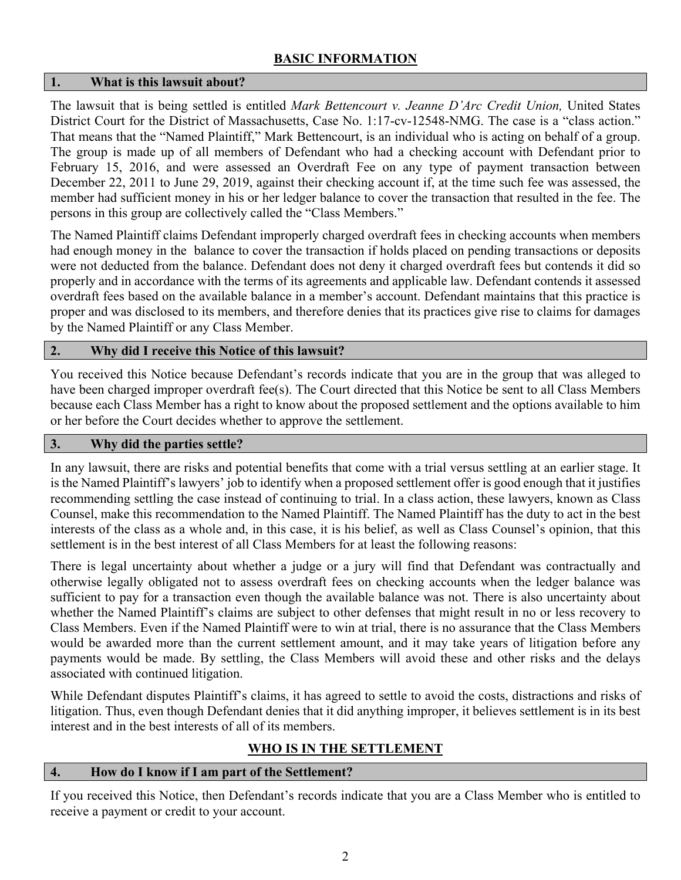## BASIC INFORMATION

### 1. What is this lawsuit about?

The lawsuit that is being settled is entitled *Mark Bettencourt v. Jeanne D'Arc Credit Union,* United States District Court for the District of Massachusetts, Case No. 1:17-cv-12548-NMG. The case is a "class action." That means that the "Named Plaintiff," Mark Bettencourt, is an individual who is acting on behalf of a group. The group is made up of all members of Defendant who had a checking account with Defendant prior to February 15, 2016, and were assessed an Overdraft Fee on any type of payment transaction between December 22, 2011 to June 29, 2019, against their checking account if, at the time such fee was assessed, the member had sufficient money in his or her ledger balance to cover the transaction that resulted in the fee. The persons in this group are collectively called the "Class Members."

The Named Plaintiff claims Defendant improperly charged overdraft fees in checking accounts when members had enough money in the balance to cover the transaction if holds placed on pending transactions or deposits were not deducted from the balance. Defendant does not deny it charged overdraft fees but contends it did so properly and in accordance with the terms of its agreements and applicable law. Defendant contends it assessed overdraft fees based on the available balance in a member's account. Defendant maintains that this practice is proper and was disclosed to its members, and therefore denies that its practices give rise to claims for damages by the Named Plaintiff or any Class Member.

### 2. Why did I receive this Notice of this lawsuit?

You received this Notice because Defendant's records indicate that you are in the group that was alleged to have been charged improper overdraft fee(s). The Court directed that this Notice be sent to all Class Members because each Class Member has a right to know about the proposed settlement and the options available to him or her before the Court decides whether to approve the settlement.

### 3. Why did the parties settle?

In any lawsuit, there are risks and potential benefits that come with a trial versus settling at an earlier stage. It is the Named Plaintiff's lawyers' job to identify when a proposed settlement offer is good enough that it justifies recommending settling the case instead of continuing to trial. In a class action, these lawyers, known as Class Counsel, make this recommendation to the Named Plaintiff. The Named Plaintiff has the duty to act in the best interests of the class as a whole and, in this case, it is his belief, as well as Class Counsel's opinion, that this settlement is in the best interest of all Class Members for at least the following reasons:

There is legal uncertainty about whether a judge or a jury will find that Defendant was contractually and otherwise legally obligated not to assess overdraft fees on checking accounts when the ledger balance was sufficient to pay for a transaction even though the available balance was not. There is also uncertainty about whether the Named Plaintiff's claims are subject to other defenses that might result in no or less recovery to Class Members. Even if the Named Plaintiff were to win at trial, there is no assurance that the Class Members would be awarded more than the current settlement amount, and it may take years of litigation before any payments would be made. By settling, the Class Members will avoid these and other risks and the delays associated with continued litigation.

While Defendant disputes Plaintiff's claims, it has agreed to settle to avoid the costs, distractions and risks of litigation. Thus, even though Defendant denies that it did anything improper, it believes settlement is in its best interest and in the best interests of all of its members.

## WHO IS IN THE SETTLEMENT

### 4. How do I know if I am part of the Settlement?

If you received this Notice, then Defendant's records indicate that you are a Class Member who is entitled to receive a payment or credit to your account.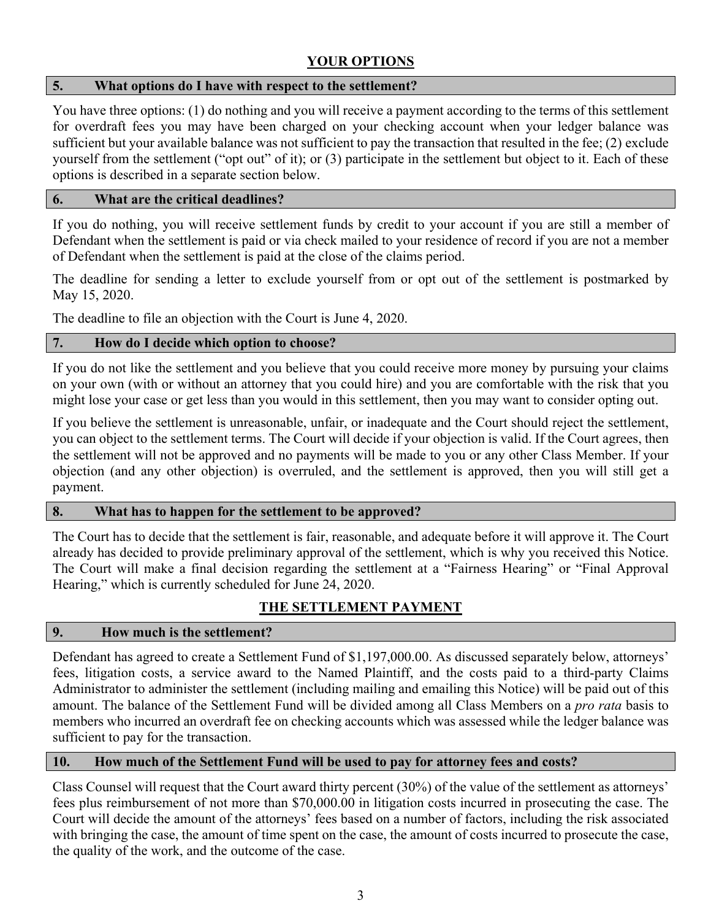## YOUR OPTIONS

### 5. What options do I have with respect to the settlement?

You have three options: (1) do nothing and you will receive a payment according to the terms of this settlement for overdraft fees you may have been charged on your checking account when your ledger balance was sufficient but your available balance was not sufficient to pay the transaction that resulted in the fee; (2) exclude yourself from the settlement ("opt out" of it); or (3) participate in the settlement but object to it. Each of these options is described in a separate section below.

### 6. What are the critical deadlines?

If you do nothing, you will receive settlement funds by credit to your account if you are still a member of Defendant when the settlement is paid or via check mailed to your residence of record if you are not a member of Defendant when the settlement is paid at the close of the claims period.

The deadline for sending a letter to exclude yourself from or opt out of the settlement is postmarked by May 15, 2020.

The deadline to file an objection with the Court is June 4, 2020.

### 7. How do I decide which option to choose?

If you do not like the settlement and you believe that you could receive more money by pursuing your claims on your own (with or without an attorney that you could hire) and you are comfortable with the risk that you might lose your case or get less than you would in this settlement, then you may want to consider opting out.

If you believe the settlement is unreasonable, unfair, or inadequate and the Court should reject the settlement, you can object to the settlement terms. The Court will decide if your objection is valid. If the Court agrees, then the settlement will not be approved and no payments will be made to you or any other Class Member. If your objection (and any other objection) is overruled, and the settlement is approved, then you will still get a payment.

### 8. What has to happen for the settlement to be approved?

The Court has to decide that the settlement is fair, reasonable, and adequate before it will approve it. The Court already has decided to provide preliminary approval of the settlement, which is why you received this Notice. The Court will make a final decision regarding the settlement at a "Fairness Hearing" or "Final Approval Hearing," which is currently scheduled for June 24, 2020.

## THE SETTLEMENT PAYMENT

### 9. How much is the settlement?

Defendant has agreed to create a Settlement Fund of $1,197,000.00. As discussed separately below, attorneys' fees, litigation costs, a service award to the Named Plaintiff, and the costs paid to a third-party Claims Administrator to administer the settlement (including mailing and emailing this Notice) will be paid out of this amount. The balance of the Settlement Fund will be divided among all Class Members on a *pro rata* basis to members who incurred an overdraft fee on checking accounts which was assessed while the ledger balance was sufficient to pay for the transaction.

### 10. How much of the Settlement Fund will be used to pay for attorney fees and costs?

Class Counsel will request that the Court award thirty percent (30%) of the value of the settlement as attorneys' fees plus reimbursement of not more than $70,000.00 in litigation costs incurred in prosecuting the case. The Court will decide the amount of the attorneys' fees based on a number of factors, including the risk associated with bringing the case, the amount of time spent on the case, the amount of costs incurred to prosecute the case, the quality of the work, and the outcome of the case.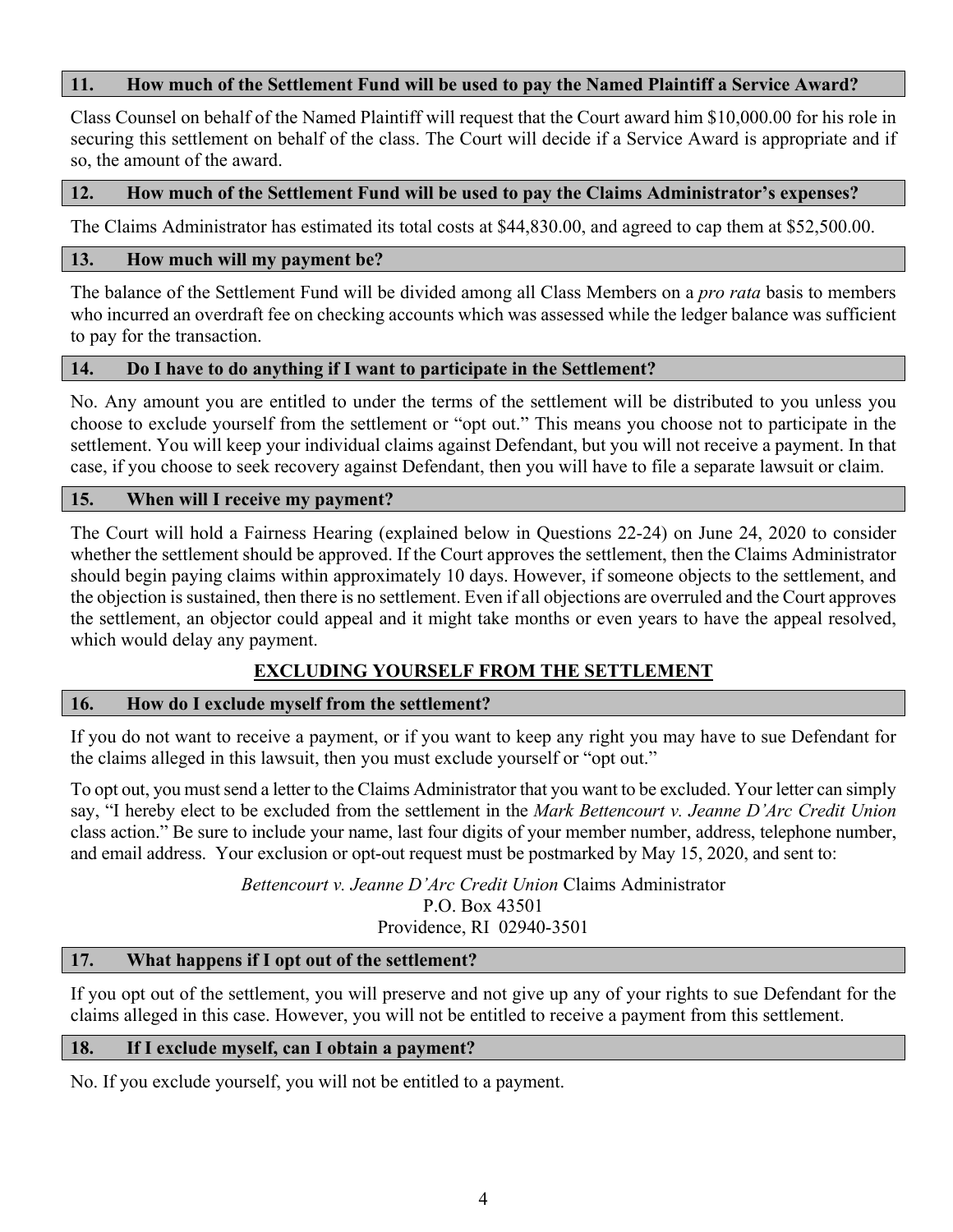### 11. How much of the Settlement Fund will be used to pay the Named Plaintiff a Service Award?

Class Counsel on behalf of the Named Plaintiff will request that the Court award him $10,000.00 for his role in securing this settlement on behalf of the class. The Court will decide if a Service Award is appropriate and if so, the amount of the award.

### 12. How much of the Settlement Fund will be used to pay the Claims Administrator's expenses?

The Claims Administrator has estimated its total costs at $44,830.00, and agreed to cap them at $52,500.00.

### 13. How much will my payment be?

The balance of the Settlement Fund will be divided among all Class Members on a *pro rata* basis to members who incurred an overdraft fee on checking accounts which was assessed while the ledger balance was sufficient to pay for the transaction.

### 14. Do I have to do anything if I want to participate in the Settlement?

No. Any amount you are entitled to under the terms of the settlement will be distributed to you unless you choose to exclude yourself from the settlement or "opt out." This means you choose not to participate in the settlement. You will keep your individual claims against Defendant, but you will not receive a payment. In that case, if you choose to seek recovery against Defendant, then you will have to file a separate lawsuit or claim.

### 15. When will I receive my payment?

The Court will hold a Fairness Hearing (explained below in Questions 22-24) on June 24, 2020 to consider whether the settlement should be approved. If the Court approves the settlement, then the Claims Administrator should begin paying claims within approximately 10 days. However, if someone objects to the settlement, and the objection is sustained, then there is no settlement. Even if all objections are overruled and the Court approves the settlement, an objector could appeal and it might take months or even years to have the appeal resolved, which would delay any payment.

## EXCLUDING YOURSELF FROM THE SETTLEMENT

### 16. How do I exclude myself from the settlement?

If you do not want to receive a payment, or if you want to keep any right you may have to sue Defendant for the claims alleged in this lawsuit, then you must exclude yourself or "opt out."

To opt out, you must send a letter to the Claims Administrator that you want to be excluded. Your letter can simply say, "I hereby elect to be excluded from the settlement in the *Mark Bettencourt v. Jeanne D'Arc Credit Union* class action." Be sure to include your name, last four digits of your member number, address, telephone number, and email address. Your exclusion or opt-out request must be postmarked by May 15, 2020, and sent to:

*Bettencourt v. Jeanne D'Arc Credit Union* Claims Administrator
P.O. Box 43501
Providence, RI 02940-3501

### 17. What happens if I opt out of the settlement?

If you opt out of the settlement, you will preserve and not give up any of your rights to sue Defendant for the claims alleged in this case. However, you will not be entitled to receive a payment from this settlement.

### 18. If I exclude myself, can I obtain a payment?

No. If you exclude yourself, you will not be entitled to a payment.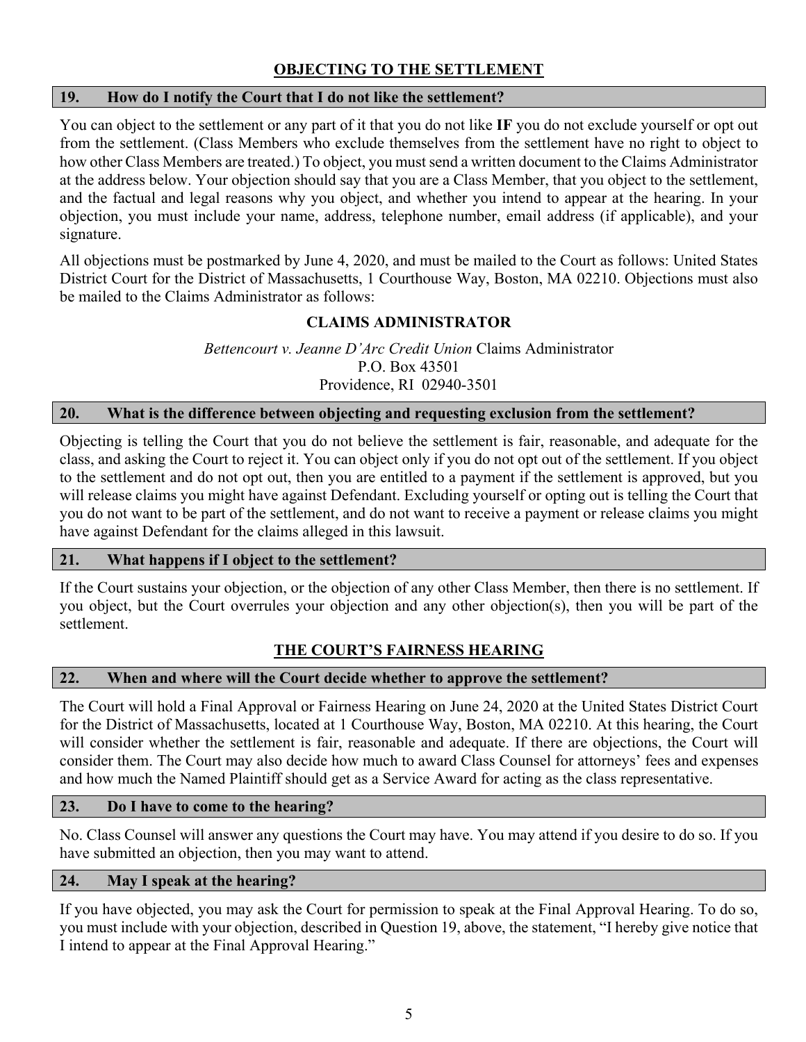## OBJECTING TO THE SETTLEMENT

### 19. How do I notify the Court that I do not like the settlement?

You can object to the settlement or any part of it that you do not like **IF** you do not exclude yourself or opt out from the settlement. (Class Members who exclude themselves from the settlement have no right to object to how other Class Members are treated.) To object, you must send a written document to the Claims Administrator at the address below. Your objection should say that you are a Class Member, that you object to the settlement, and the factual and legal reasons why you object, and whether you intend to appear at the hearing. In your objection, you must include your name, address, telephone number, email address (if applicable), and your signature.

All objections must be postmarked by June 4, 2020, and must be mailed to the Court as follows: United States District Court for the District of Massachusetts, 1 Courthouse Way, Boston, MA 02210. Objections must also be mailed to the Claims Administrator as follows:

**CLAIMS ADMINISTRATOR**

*Bettencourt v. Jeanne D'Arc Credit Union* Claims Administrator
P.O. Box 43501
Providence, RI 02940-3501

### 20. What is the difference between objecting and requesting exclusion from the settlement?

Objecting is telling the Court that you do not believe the settlement is fair, reasonable, and adequate for the class, and asking the Court to reject it. You can object only if you do not opt out of the settlement. If you object to the settlement and do not opt out, then you are entitled to a payment if the settlement is approved, but you will release claims you might have against Defendant. Excluding yourself or opting out is telling the Court that you do not want to be part of the settlement, and do not want to receive a payment or release claims you might have against Defendant for the claims alleged in this lawsuit.

### 21. What happens if I object to the settlement?

If the Court sustains your objection, or the objection of any other Class Member, then there is no settlement. If you object, but the Court overrules your objection and any other objection(s), then you will be part of the settlement.

## THE COURT'S FAIRNESS HEARING

### 22. When and where will the Court decide whether to approve the settlement?

The Court will hold a Final Approval or Fairness Hearing on June 24, 2020 at the United States District Court for the District of Massachusetts, located at 1 Courthouse Way, Boston, MA 02210. At this hearing, the Court will consider whether the settlement is fair, reasonable and adequate. If there are objections, the Court will consider them. The Court may also decide how much to award Class Counsel for attorneys' fees and expenses and how much the Named Plaintiff should get as a Service Award for acting as the class representative.

### 23. Do I have to come to the hearing?

No. Class Counsel will answer any questions the Court may have. You may attend if you desire to do so. If you have submitted an objection, then you may want to attend.

### 24. May I speak at the hearing?

If you have objected, you may ask the Court for permission to speak at the Final Approval Hearing. To do so, you must include with your objection, described in Question 19, above, the statement, "I hereby give notice that I intend to appear at the Final Approval Hearing."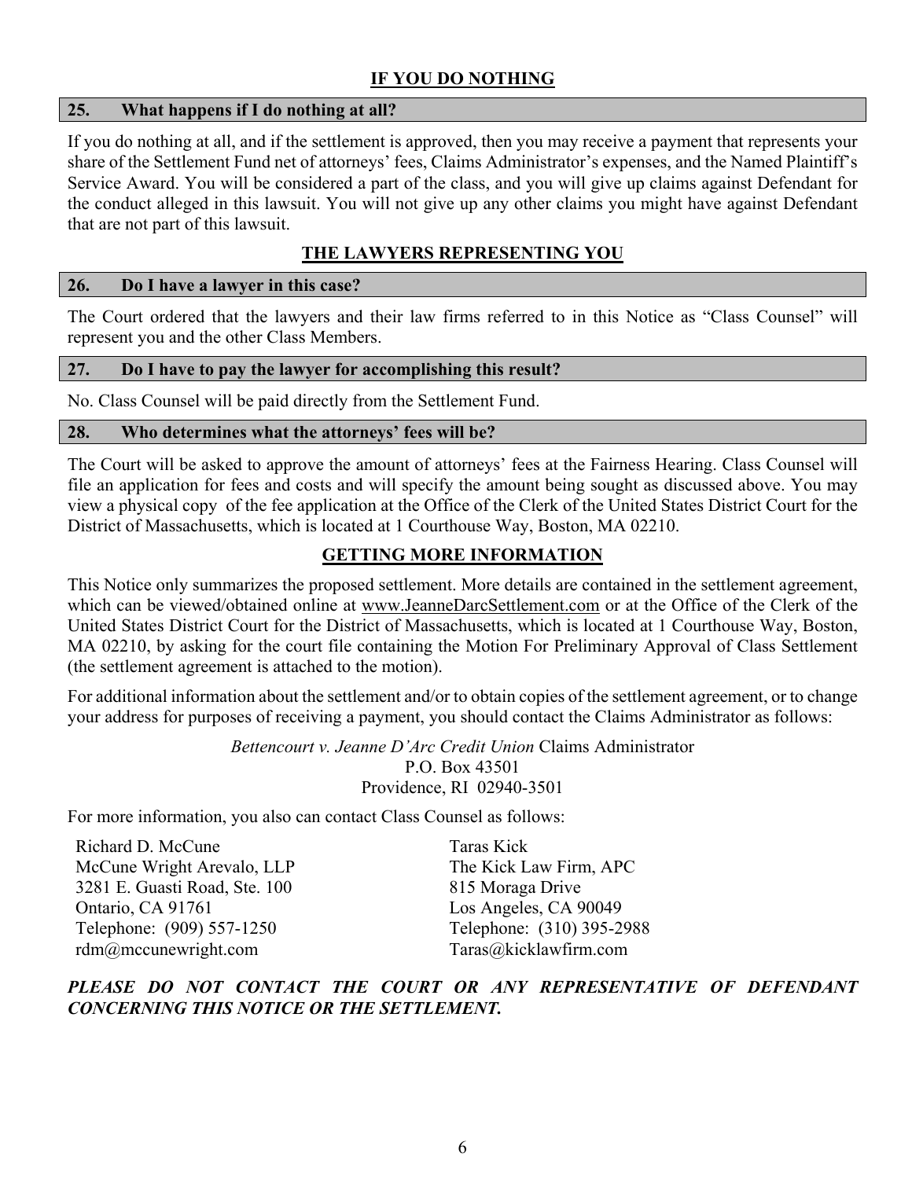## IF YOU DO NOTHING

### 25. What happens if I do nothing at all?

If you do nothing at all, and if the settlement is approved, then you may receive a payment that represents your share of the Settlement Fund net of attorneys' fees, Claims Administrator's expenses, and the Named Plaintiff's Service Award. You will be considered a part of the class, and you will give up claims against Defendant for the conduct alleged in this lawsuit. You will not give up any other claims you might have against Defendant that are not part of this lawsuit.

## THE LAWYERS REPRESENTING YOU

### 26. Do I have a lawyer in this case?

The Court ordered that the lawyers and their law firms referred to in this Notice as "Class Counsel" will represent you and the other Class Members.

### 27. Do I have to pay the lawyer for accomplishing this result?

No. Class Counsel will be paid directly from the Settlement Fund.

### 28. Who determines what the attorneys' fees will be?

The Court will be asked to approve the amount of attorneys' fees at the Fairness Hearing. Class Counsel will file an application for fees and costs and will specify the amount being sought as discussed above. You may view a physical copy of the fee application at the Office of the Clerk of the United States District Court for the District of Massachusetts, which is located at 1 Courthouse Way, Boston, MA 02210.

## GETTING MORE INFORMATION

This Notice only summarizes the proposed settlement. More details are contained in the settlement agreement, which can be viewed/obtained online at www.JeanneDarcSettlement.com or at the Office of the Clerk of the United States District Court for the District of Massachusetts, which is located at 1 Courthouse Way, Boston, MA 02210, by asking for the court file containing the Motion For Preliminary Approval of Class Settlement (the settlement agreement is attached to the motion).

For additional information about the settlement and/or to obtain copies of the settlement agreement, or to change your address for purposes of receiving a payment, you should contact the Claims Administrator as follows:

*Bettencourt v. Jeanne D'Arc Credit Union* Claims Administrator
P.O. Box 43501
Providence, RI 02940-3501

For more information, you also can contact Class Counsel as follows:

Richard D. McCune
McCune Wright Arevalo, LLP
3281 E. Guasti Road, Ste. 100
Ontario, CA 91761
Telephone: (909) 557-1250
rdm@mccunewright.com

Taras Kick
The Kick Law Firm, APC
815 Moraga Drive
Los Angeles, CA 90049
Telephone: (310) 395-2988
Taras@kicklawfirm.com

***PLEASE DO NOT CONTACT THE COURT OR ANY REPRESENTATIVE OF DEFENDANT CONCERNING THIS NOTICE OR THE SETTLEMENT.***